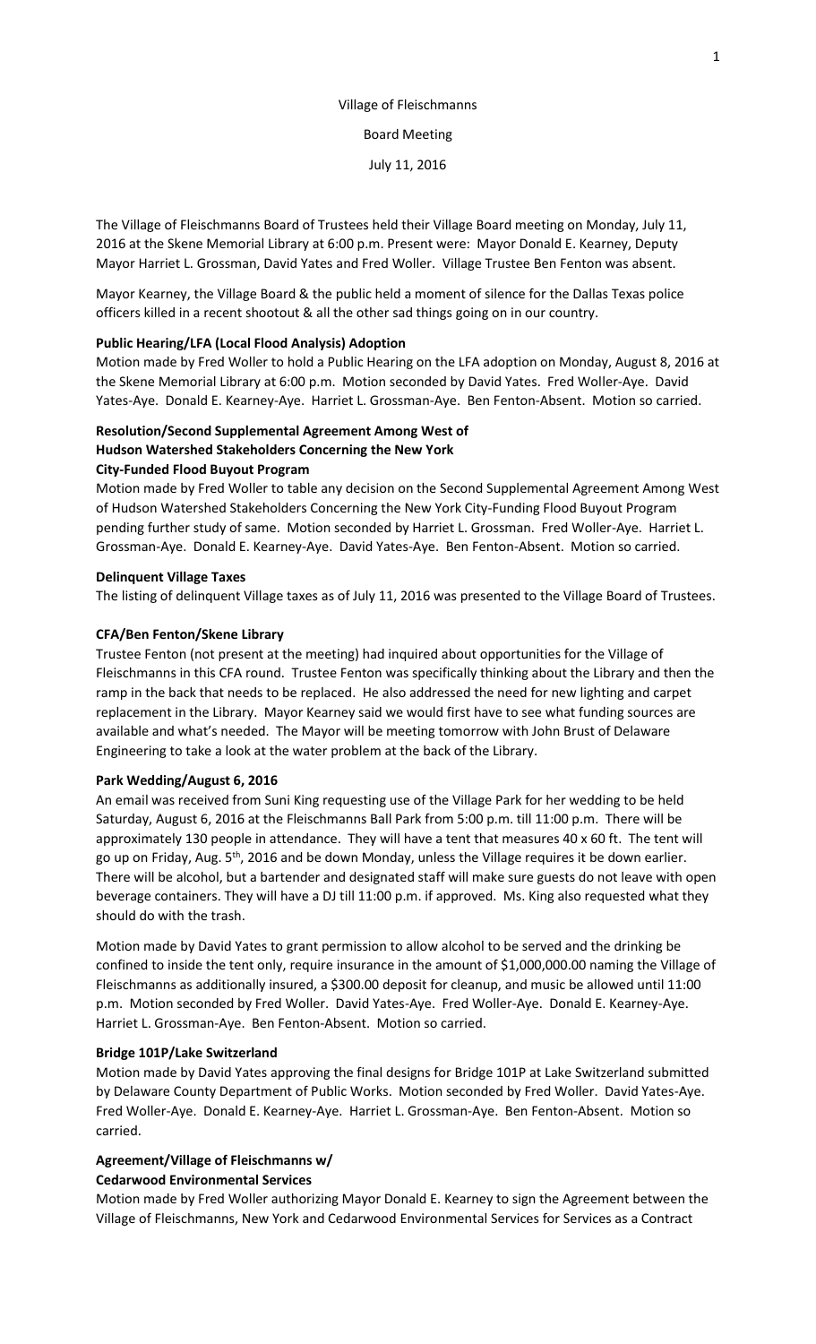Village of Fleischmanns

Board Meeting

July 11, 2016

The Village of Fleischmanns Board of Trustees held their Village Board meeting on Monday, July 11, 2016 at the Skene Memorial Library at 6:00 p.m. Present were: Mayor Donald E. Kearney, Deputy Mayor Harriet L. Grossman, David Yates and Fred Woller. Village Trustee Ben Fenton was absent.

Mayor Kearney, the Village Board & the public held a moment of silence for the Dallas Texas police officers killed in a recent shootout & all the other sad things going on in our country.

**Public Hearing/LFA (Local Flood Analysis) Adoption**

Motion made by Fred Woller to hold a Public Hearing on the LFA adoption on Monday, August 8, 2016 at the Skene Memorial Library at 6:00 p.m. Motion seconded by David Yates. Fred Woller-Aye. David Yates-Aye. Donald E. Kearney-Aye. Harriet L. Grossman-Aye. Ben Fenton-Absent. Motion so carried.

**Resolution/Second Supplemental Agreement Among West of Hudson Watershed Stakeholders Concerning the New York City-Funded Flood Buyout Program**

Motion made by Fred Woller to table any decision on the Second Supplemental Agreement Among West of Hudson Watershed Stakeholders Concerning the New York City-Funding Flood Buyout Program pending further study of same. Motion seconded by Harriet L. Grossman. Fred Woller-Aye. Harriet L. Grossman-Aye. Donald E. Kearney-Aye. David Yates-Aye. Ben Fenton-Absent. Motion so carried.

**Delinquent Village Taxes**

The listing of delinquent Village taxes as of July 11, 2016 was presented to the Village Board of Trustees.

**CFA/Ben Fenton/Skene Library**

Trustee Fenton (not present at the meeting) had inquired about opportunities for the Village of Fleischmanns in this CFA round. Trustee Fenton was specifically thinking about the Library and then the ramp in the back that needs to be replaced. He also addressed the need for new lighting and carpet replacement in the Library. Mayor Kearney said we would first have to see what funding sources are available and what's needed. The Mayor will be meeting tomorrow with John Brust of Delaware Engineering to take a look at the water problem at the back of the Library.

**Park Wedding/August 6, 2016**

An email was received from Suni King requesting use of the Village Park for her wedding to be held Saturday, August 6, 2016 at the Fleischmanns Ball Park from 5:00 p.m. till 11:00 p.m. There will be approximately 130 people in attendance. They will have a tent that measures 40 x 60 ft. The tent will go up on Friday, Aug. 5th, 2016 and be down Monday, unless the Village requires it be down earlier. There will be alcohol, but a bartender and designated staff will make sure guests do not leave with open beverage containers. They will have a DJ till 11:00 p.m. if approved. Ms. King also requested what they should do with the trash.

Motion made by David Yates to grant permission to allow alcohol to be served and the drinking be confined to inside the tent only, require insurance in the amount of $1,000,000.00 naming the Village of Fleischmanns as additionally insured, a $300.00 deposit for cleanup, and music be allowed until 11:00 p.m. Motion seconded by Fred Woller. David Yates-Aye. Fred Woller-Aye. Donald E. Kearney-Aye. Harriet L. Grossman-Aye. Ben Fenton-Absent. Motion so carried.

**Bridge 101P/Lake Switzerland**

Motion made by David Yates approving the final designs for Bridge 101P at Lake Switzerland submitted by Delaware County Department of Public Works. Motion seconded by Fred Woller. David Yates-Aye. Fred Woller-Aye. Donald E. Kearney-Aye. Harriet L. Grossman-Aye. Ben Fenton-Absent. Motion so carried.

**Agreement/Village of Fleischmanns w/ Cedarwood Environmental Services**

Motion made by Fred Woller authorizing Mayor Donald E. Kearney to sign the Agreement between the Village of Fleischmanns, New York and Cedarwood Environmental Services for Services as a Contract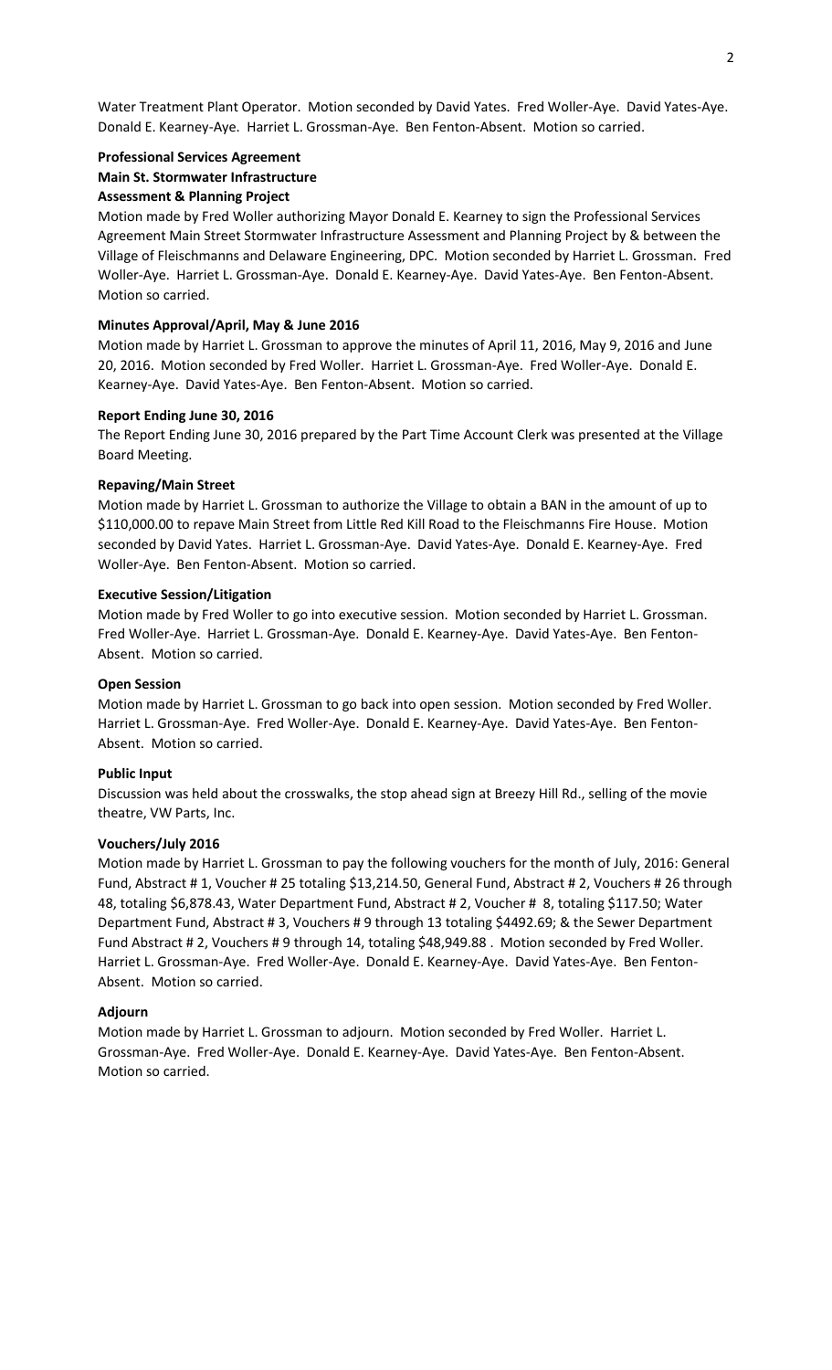Water Treatment Plant Operator. Motion seconded by David Yates. Fred Woller-Aye. David Yates-Aye. Donald E. Kearney-Aye. Harriet L. Grossman-Aye. Ben Fenton-Absent. Motion so carried.

**Professional Services Agreement**
**Main St. Stormwater Infrastructure**
**Assessment & Planning Project**

Motion made by Fred Woller authorizing Mayor Donald E. Kearney to sign the Professional Services Agreement Main Street Stormwater Infrastructure Assessment and Planning Project by & between the Village of Fleischmanns and Delaware Engineering, DPC. Motion seconded by Harriet L. Grossman. Fred Woller-Aye. Harriet L. Grossman-Aye. Donald E. Kearney-Aye. David Yates-Aye. Ben Fenton-Absent. Motion so carried.

**Minutes Approval/April, May & June 2016**

Motion made by Harriet L. Grossman to approve the minutes of April 11, 2016, May 9, 2016 and June 20, 2016. Motion seconded by Fred Woller. Harriet L. Grossman-Aye. Fred Woller-Aye. Donald E. Kearney-Aye. David Yates-Aye. Ben Fenton-Absent. Motion so carried.

**Report Ending June 30, 2016**

The Report Ending June 30, 2016 prepared by the Part Time Account Clerk was presented at the Village Board Meeting.

**Repaving/Main Street**

Motion made by Harriet L. Grossman to authorize the Village to obtain a BAN in the amount of up to $110,000.00 to repave Main Street from Little Red Kill Road to the Fleischmanns Fire House. Motion seconded by David Yates. Harriet L. Grossman-Aye. David Yates-Aye. Donald E. Kearney-Aye. Fred Woller-Aye. Ben Fenton-Absent. Motion so carried.

**Executive Session/Litigation**

Motion made by Fred Woller to go into executive session. Motion seconded by Harriet L. Grossman. Fred Woller-Aye. Harriet L. Grossman-Aye. Donald E. Kearney-Aye. David Yates-Aye. Ben Fenton-Absent. Motion so carried.

**Open Session**

Motion made by Harriet L. Grossman to go back into open session. Motion seconded by Fred Woller. Harriet L. Grossman-Aye. Fred Woller-Aye. Donald E. Kearney-Aye. David Yates-Aye. Ben Fenton-Absent. Motion so carried.

**Public Input**

Discussion was held about the crosswalks, the stop ahead sign at Breezy Hill Rd., selling of the movie theatre, VW Parts, Inc.

**Vouchers/July 2016**

Motion made by Harriet L. Grossman to pay the following vouchers for the month of July, 2016: General Fund, Abstract # 1, Voucher # 25 totaling $13,214.50, General Fund, Abstract # 2, Vouchers # 26 through 48, totaling $6,878.43, Water Department Fund, Abstract # 2, Voucher # 8, totaling $117.50; Water Department Fund, Abstract # 3, Vouchers # 9 through 13 totaling $4492.69; & the Sewer Department Fund Abstract # 2, Vouchers # 9 through 14, totaling $48,949.88 . Motion seconded by Fred Woller. Harriet L. Grossman-Aye. Fred Woller-Aye. Donald E. Kearney-Aye. David Yates-Aye. Ben Fenton-Absent. Motion so carried.

**Adjourn**

Motion made by Harriet L. Grossman to adjourn. Motion seconded by Fred Woller. Harriet L. Grossman-Aye. Fred Woller-Aye. Donald E. Kearney-Aye. David Yates-Aye. Ben Fenton-Absent. Motion so carried.